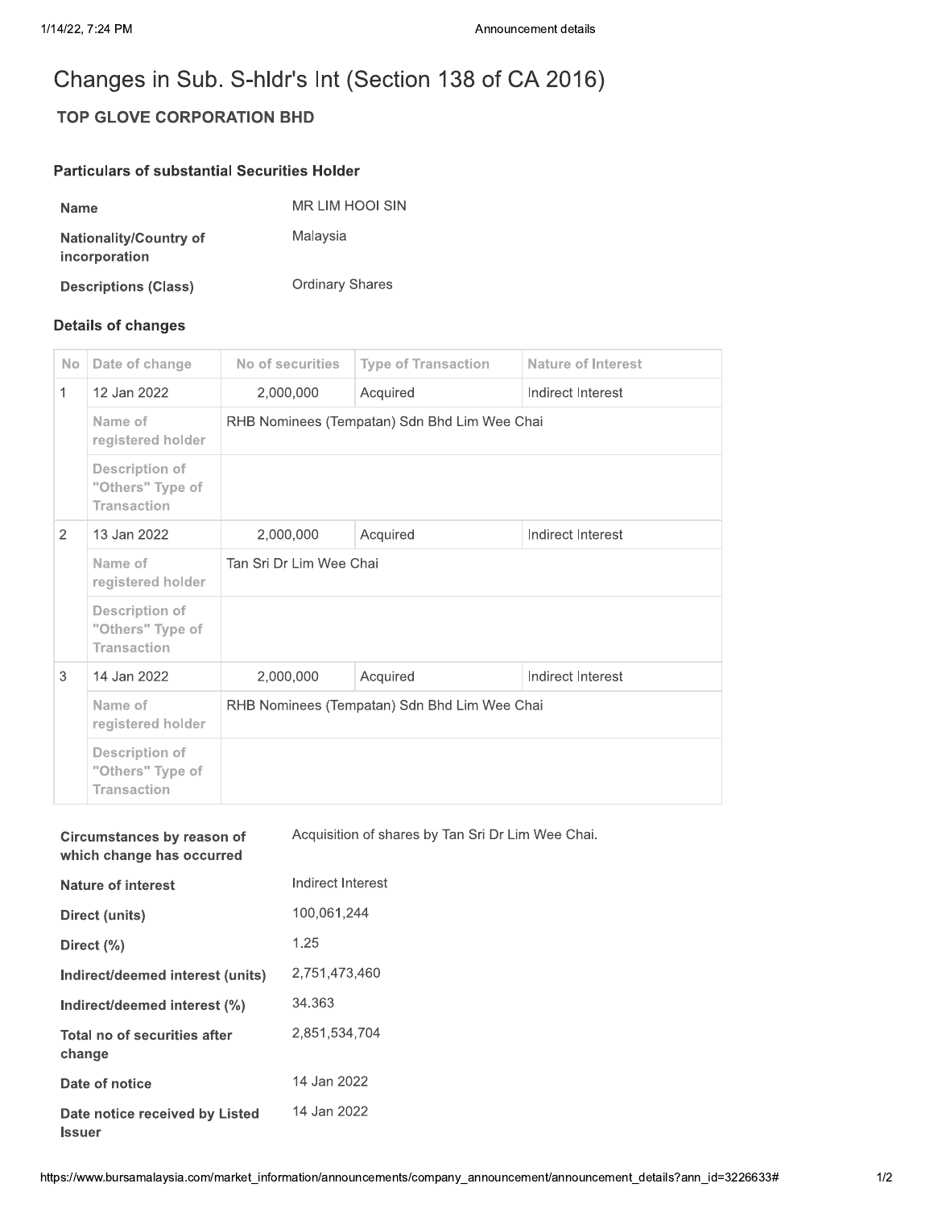# Changes in Sub. S-hldr's Int (Section 138 of CA 2016)

## TOP GLOVE CORPORATION BHD

### Particulars of substantial Securities Holder

| | |
|---|---|
| **Name** | MR LIM HOOI SIN |
| **Nationality/Country of incorporation** | Malaysia |
| **Descriptions (Class)** | Ordinary Shares |

### Details of changes

| No | Date of change | No of securities | Type of Transaction | Nature of Interest |
|---|---|---|---|---|
| 1 | 12 Jan 2022 | 2,000,000 | Acquired | Indirect Interest |
| | Name of registered holder | RHB Nominees (Tempatan) Sdn Bhd Lim Wee Chai | | |
| | Description of "Others" Type of Transaction | | | |
| 2 | 13 Jan 2022 | 2,000,000 | Acquired | Indirect Interest |
| | Name of registered holder | Tan Sri Dr Lim Wee Chai | | |
| | Description of "Others" Type of Transaction | | | |
| 3 | 14 Jan 2022 | 2,000,000 | Acquired | Indirect Interest |
| | Name of registered holder | RHB Nominees (Tempatan) Sdn Bhd Lim Wee Chai | | |
| | Description of "Others" Type of Transaction | | | |

| | |
|---|---|
| **Circumstances by reason of which change has occurred** | Acquisition of shares by Tan Sri Dr Lim Wee Chai. |
| **Nature of interest** | Indirect Interest |
| **Direct (units)** | 100,061,244 |
| **Direct (%)** | 1.25 |
| **Indirect/deemed interest (units)** | 2,751,473,460 |
| **Indirect/deemed interest (%)** | 34.363 |
| **Total no of securities after change** | 2,851,534,704 |
| **Date of notice** | 14 Jan 2022 |
| **Date notice received by Listed Issuer** | 14 Jan 2022 |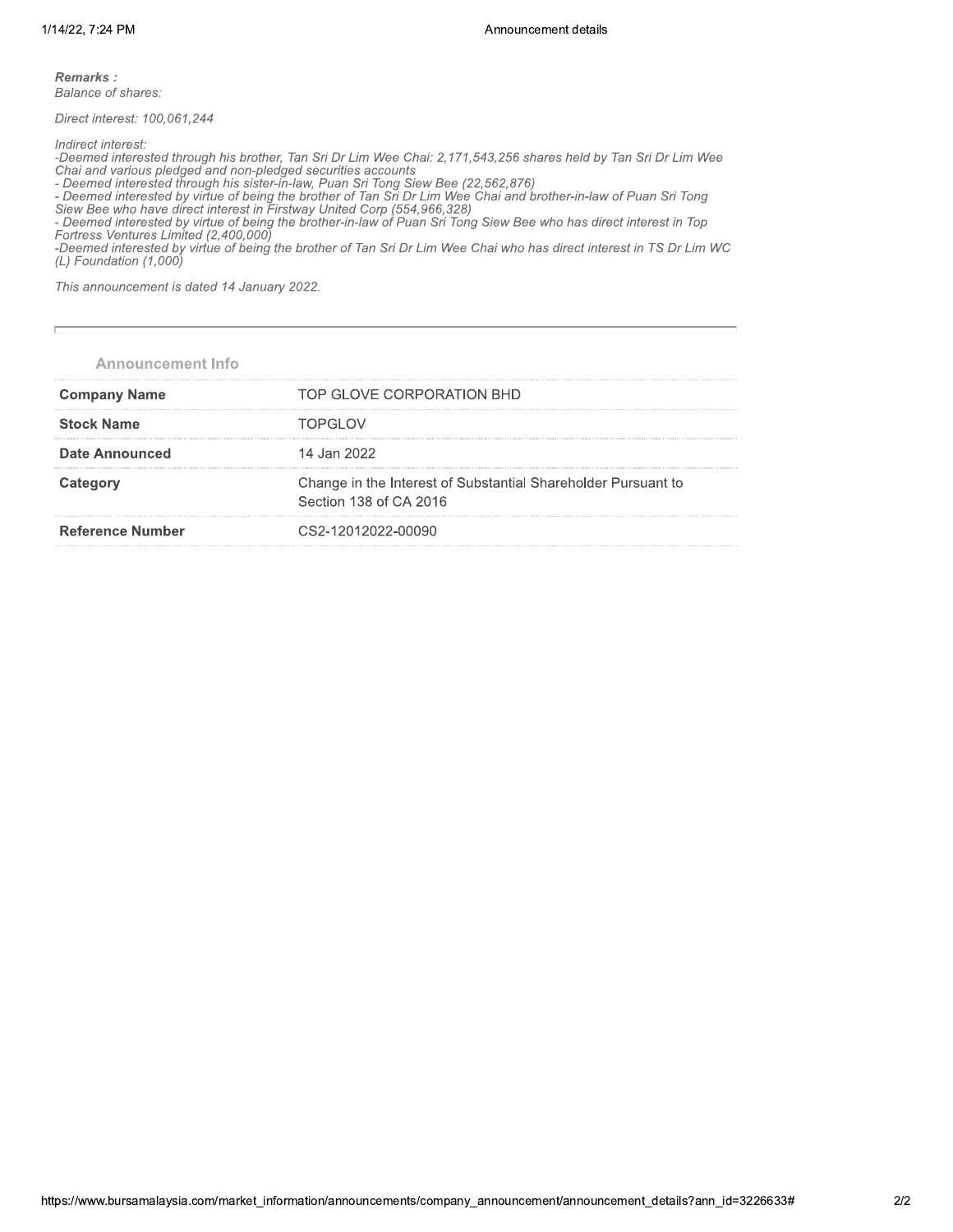***Remarks :***
*Balance of shares:*

*Direct interest: 100,061,244*

*Indirect interest:*
*-Deemed interested through his brother, Tan Sri Dr Lim Wee Chai: 2,171,543,256 shares held by Tan Sri Dr Lim Wee Chai and various pledged and non-pledged securities accounts*
*- Deemed interested through his sister-in-law, Puan Sri Tong Siew Bee (22,562,876)*
*- Deemed interested by virtue of being the brother of Tan Sri Dr Lim Wee Chai and brother-in-law of Puan Sri Tong Siew Bee who have direct interest in Firstway United Corp (554,966,328)*
*- Deemed interested by virtue of being the brother-in-law of Puan Sri Tong Siew Bee who has direct interest in Top Fortress Ventures Limited (2,400,000)*
*-Deemed interested by virtue of being the brother of Tan Sri Dr Lim Wee Chai who has direct interest in TS Dr Lim WC (L) Foundation (1,000)*

*This announcement is dated 14 January 2022.*

## Announcement Info

| | |
|---|---|
| **Company Name** | TOP GLOVE CORPORATION BHD |
| **Stock Name** | TOPGLOV |
| **Date Announced** | 14 Jan 2022 |
| **Category** | Change in the Interest of Substantial Shareholder Pursuant to Section 138 of CA 2016 |
| **Reference Number** | CS2-12012022-00090 |